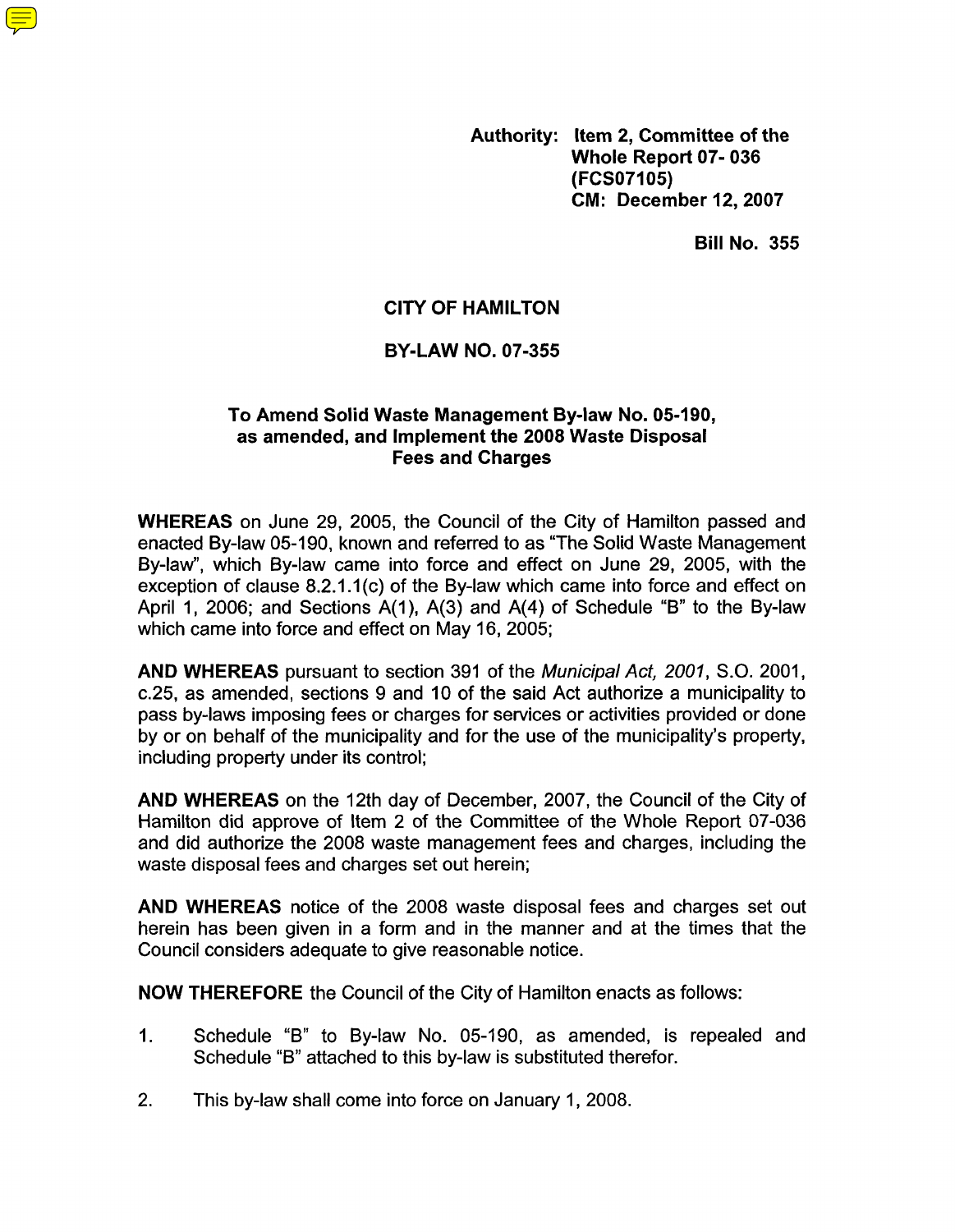**Authority: Item 2, Committee of the Whole Report 07- 036 (FCS07105)**
**CM: December 12, 2007**

**Bill No. 355**

# CITY OF HAMILTON

## BY-LAW NO. 07-355

### To Amend Solid Waste Management By-law No. 05-190, as amended, and Implement the 2008 Waste Disposal Fees and Charges

**WHEREAS** on June 29, 2005, the Council of the City of Hamilton passed and enacted By-law 05-190, known and referred to as "The Solid Waste Management By-law", which By-law came into force and effect on June 29, 2005, with the exception of clause 8.2.1.1(c) of the By-law which came into force and effect on April 1, 2006; and Sections A(1), A(3) and A(4) of Schedule "B" to the By-law which came into force and effect on May 16, 2005;

**AND WHEREAS** pursuant to section 391 of the *Municipal Act, 2001*, S.O. 2001, c.25, as amended, sections 9 and 10 of the said Act authorize a municipality to pass by-laws imposing fees or charges for services or activities provided or done by or on behalf of the municipality and for the use of the municipality's property, including property under its control;

**AND WHEREAS** on the 12th day of December, 2007, the Council of the City of Hamilton did approve of Item 2 of the Committee of the Whole Report 07-036 and did authorize the 2008 waste management fees and charges, including the waste disposal fees and charges set out herein;

**AND WHEREAS** notice of the 2008 waste disposal fees and charges set out herein has been given in a form and in the manner and at the times that the Council considers adequate to give reasonable notice.

**NOW THEREFORE** the Council of the City of Hamilton enacts as follows:

1. Schedule "B" to By-law No. 05-190, as amended, is repealed and Schedule "B" attached to this by-law is substituted therefor.

2. This by-law shall come into force on January 1, 2008.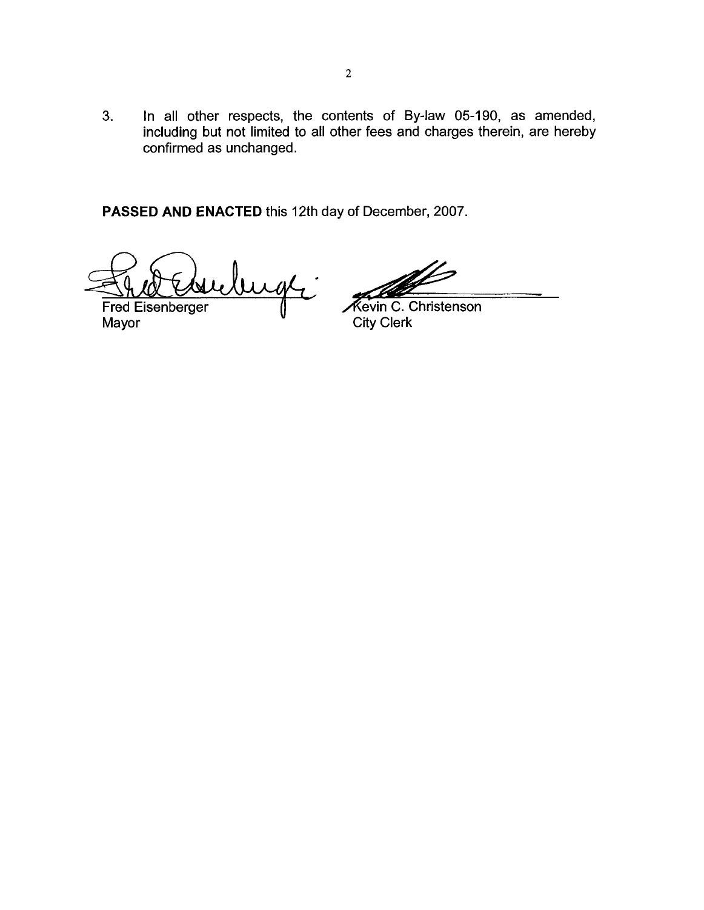3. In all other respects, the contents of By-law 05-190, as amended, including but not limited to all other fees and charges therein, are hereby confirmed as unchanged.

**PASSED AND ENACTED** this 12th day of December, 2007.

Fred Eisenberger
Mayor

Kevin C. Christenson
City Clerk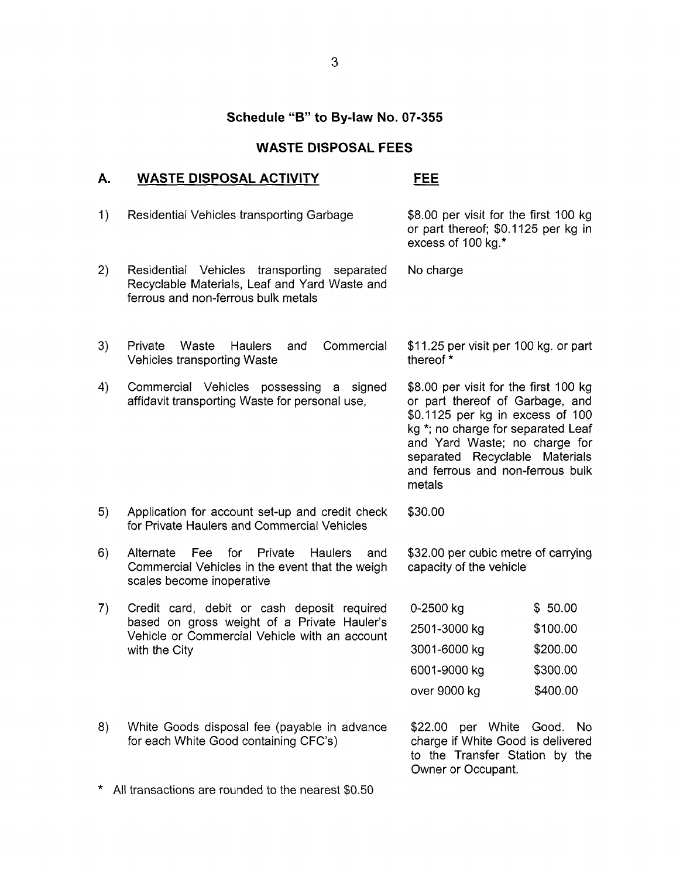## Schedule "B" to By-law No. 07-355

## WASTE DISPOSAL FEES

| A. | **WASTE DISPOSAL ACTIVITY** | **FEE** |
|---|---|---|
| 1) | Residential Vehicles transporting Garbage | $8.00 per visit for the first 100 kg or part thereof; $0.1125 per kg in excess of 100 kg.* |
| 2) | Residential Vehicles transporting separated Recyclable Materials, Leaf and Yard Waste and ferrous and non-ferrous bulk metals | No charge |
| 3) | Private Waste Haulers and Commercial Vehicles transporting Waste | $11.25 per visit per 100 kg. or part thereof * |
| 4) | Commercial Vehicles possessing a signed affidavit transporting Waste for personal use, | $8.00 per visit for the first 100 kg or part thereof of Garbage, and $0.1125 per kg in excess of 100 kg *; no charge for separated Leaf and Yard Waste; no charge for separated Recyclable Materials and ferrous and non-ferrous bulk metals |
| 5) | Application for account set-up and credit check for Private Haulers and Commercial Vehicles | $30.00 |
| 6) | Alternate Fee for Private Haulers and Commercial Vehicles in the event that the weigh scales become inoperative | $32.00 per cubic metre of carrying capacity of the vehicle |
| 7) | Credit card, debit or cash deposit required based on gross weight of a Private Hauler's Vehicle or Commercial Vehicle with an account with the City | 0-2500 kg: $ 50.00<br>2501-3000 kg: $100.00<br>3001-6000 kg: $200.00<br>6001-9000 kg: $300.00<br>over 9000 kg: $400.00 |
| 8) | White Goods disposal fee (payable in advance for each White Good containing CFC's) | $22.00 per White Good. No charge if White Good is delivered to the Transfer Station by the Owner or Occupant. |

* All transactions are rounded to the nearest $0.50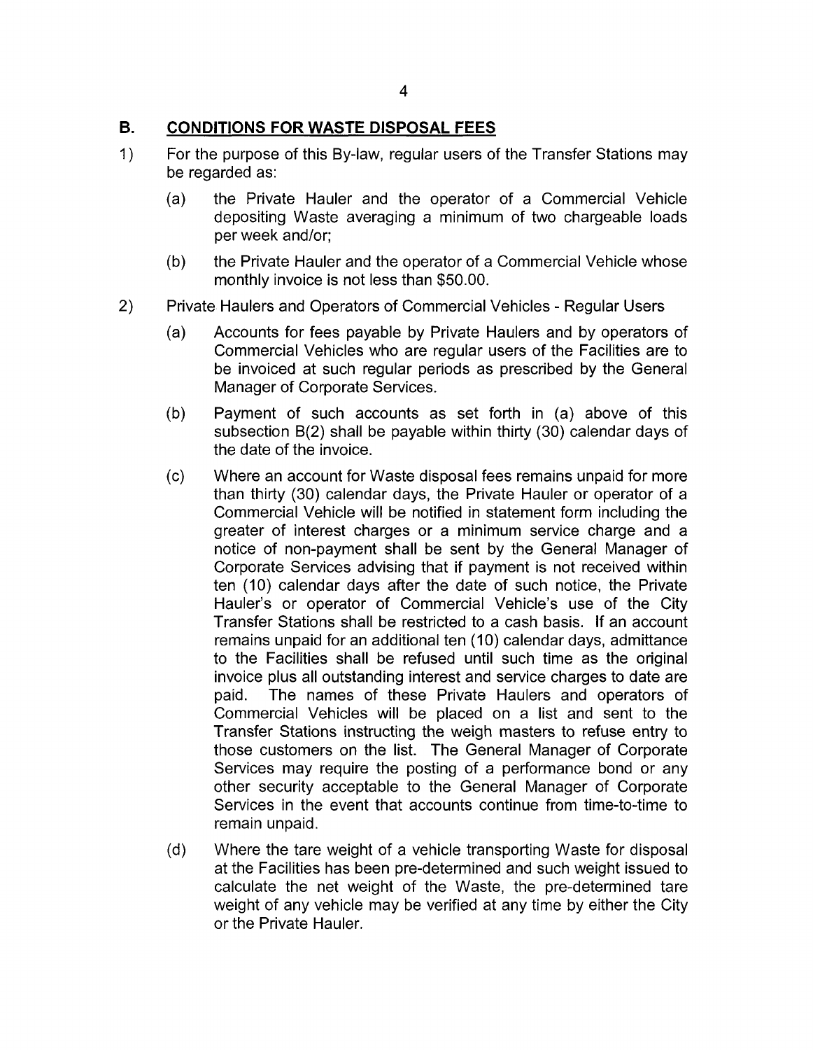## B. CONDITIONS FOR WASTE DISPOSAL FEES

1) For the purpose of this By-law, regular users of the Transfer Stations may be regarded as:

   (a) the Private Hauler and the operator of a Commercial Vehicle depositing Waste averaging a minimum of two chargeable loads per week and/or;

   (b) the Private Hauler and the operator of a Commercial Vehicle whose monthly invoice is not less than $50.00.

2) Private Haulers and Operators of Commercial Vehicles - Regular Users

   (a) Accounts for fees payable by Private Haulers and by operators of Commercial Vehicles who are regular users of the Facilities are to be invoiced at such regular periods as prescribed by the General Manager of Corporate Services.

   (b) Payment of such accounts as set forth in (a) above of this subsection B(2) shall be payable within thirty (30) calendar days of the date of the invoice.

   (c) Where an account for Waste disposal fees remains unpaid for more than thirty (30) calendar days, the Private Hauler or operator of a Commercial Vehicle will be notified in statement form including the greater of interest charges or a minimum service charge and a notice of non-payment shall be sent by the General Manager of Corporate Services advising that if payment is not received within ten (10) calendar days after the date of such notice, the Private Hauler's or operator of Commercial Vehicle's use of the City Transfer Stations shall be restricted to a cash basis. If an account remains unpaid for an additional ten (10) calendar days, admittance to the Facilities shall be refused until such time as the original invoice plus all outstanding interest and service charges to date are paid. The names of these Private Haulers and operators of Commercial Vehicles will be placed on a list and sent to the Transfer Stations instructing the weigh masters to refuse entry to those customers on the list. The General Manager of Corporate Services may require the posting of a performance bond or any other security acceptable to the General Manager of Corporate Services in the event that accounts continue from time-to-time to remain unpaid.

   (d) Where the tare weight of a vehicle transporting Waste for disposal at the Facilities has been pre-determined and such weight issued to calculate the net weight of the Waste, the pre-determined tare weight of any vehicle may be verified at any time by either the City or the Private Hauler.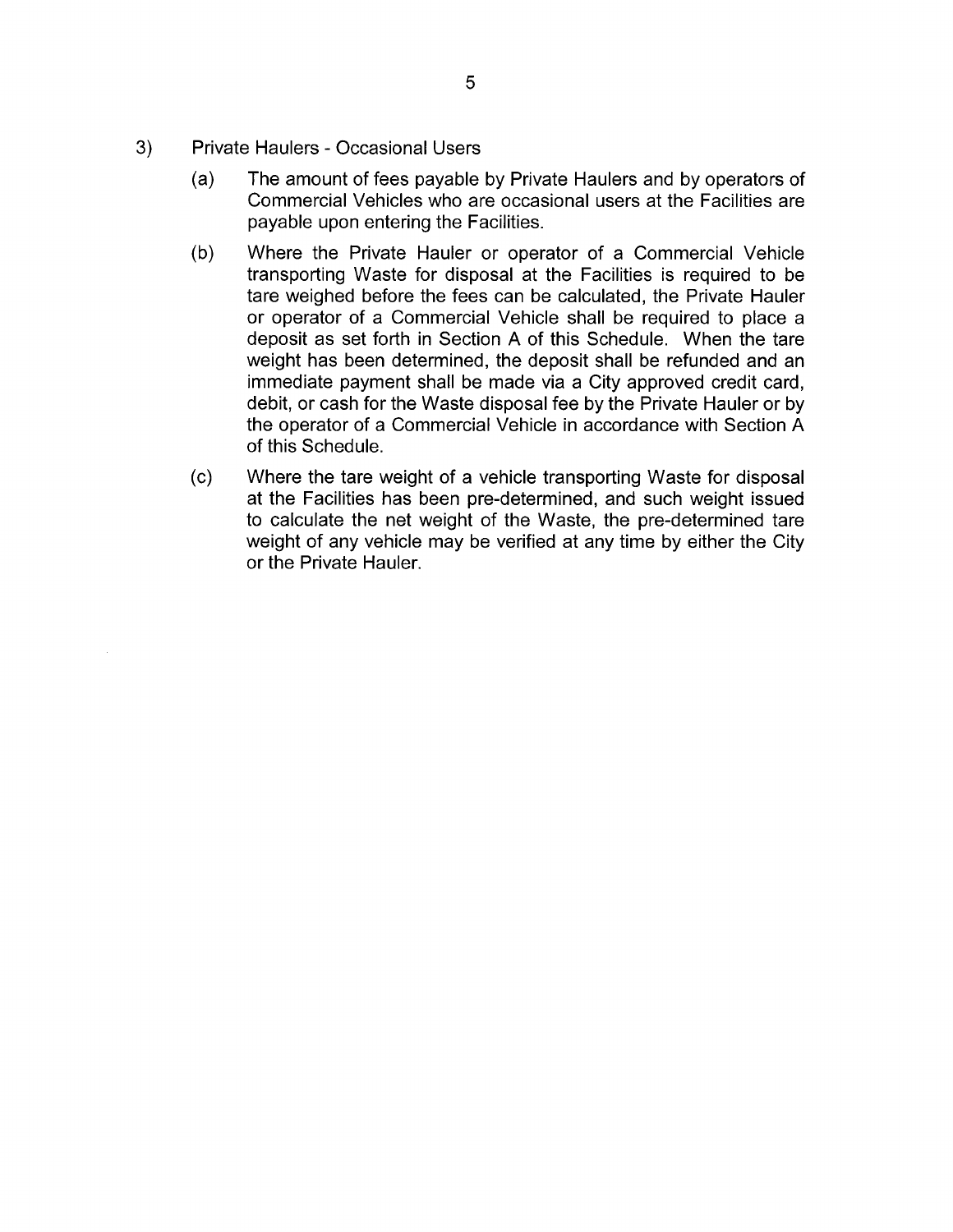3) Private Haulers - Occasional Users

(a) The amount of fees payable by Private Haulers and by operators of Commercial Vehicles who are occasional users at the Facilities are payable upon entering the Facilities.

(b) Where the Private Hauler or operator of a Commercial Vehicle transporting Waste for disposal at the Facilities is required to be tare weighed before the fees can be calculated, the Private Hauler or operator of a Commercial Vehicle shall be required to place a deposit as set forth in Section A of this Schedule. When the tare weight has been determined, the deposit shall be refunded and an immediate payment shall be made via a City approved credit card, debit, or cash for the Waste disposal fee by the Private Hauler or by the operator of a Commercial Vehicle in accordance with Section A of this Schedule.

(c) Where the tare weight of a vehicle transporting Waste for disposal at the Facilities has been pre-determined, and such weight issued to calculate the net weight of the Waste, the pre-determined tare weight of any vehicle may be verified at any time by either the City or the Private Hauler.